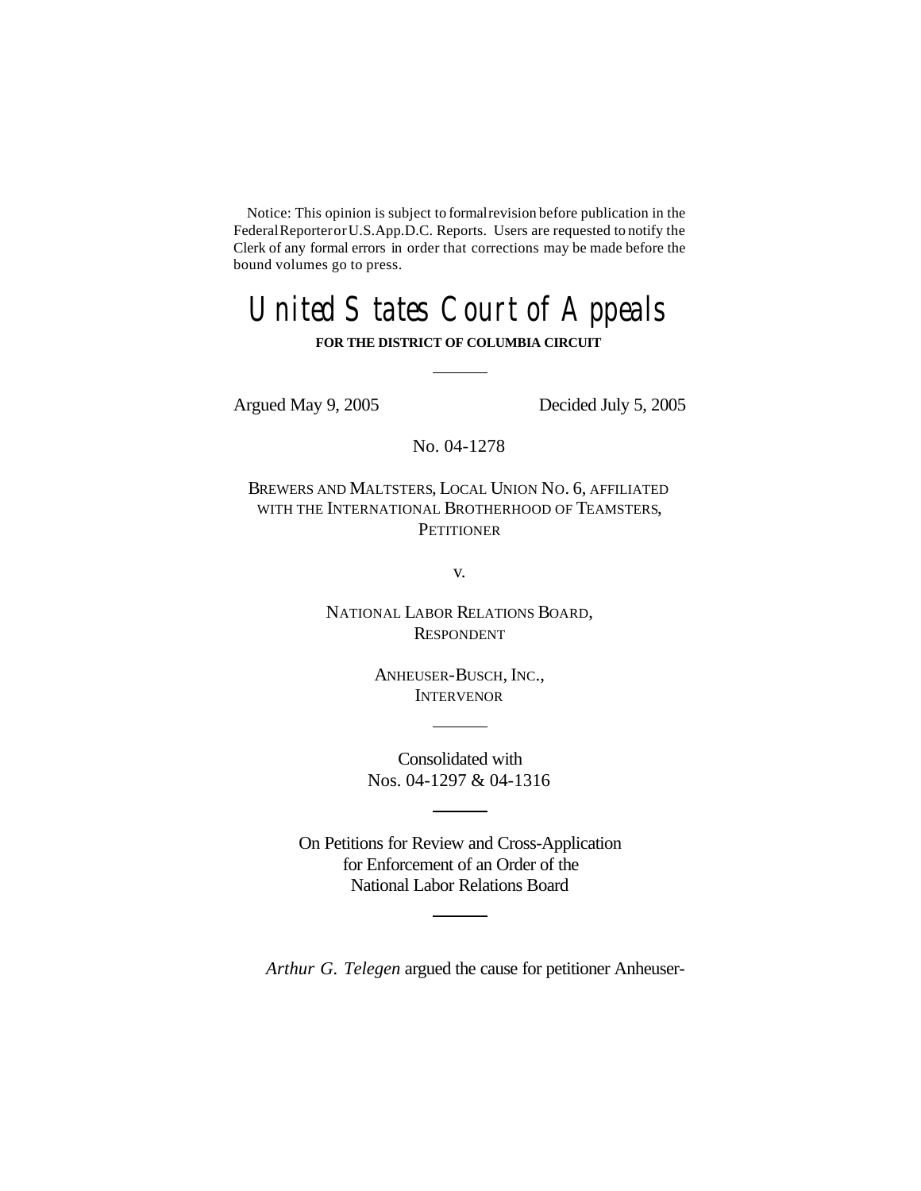Notice: This opinion is subject to formal revision before publication in the Federal Reporter or U.S.App.D.C. Reports. Users are requested to notify the Clerk of any formal errors in order that corrections may be made before the bound volumes go to press.

# United States Court of Appeals

**FOR THE DISTRICT OF COLUMBIA CIRCUIT**

---

Argued May 9, 2005 Decided July 5, 2005

No. 04-1278

BREWERS AND MALTSTERS, LOCAL UNION NO. 6, AFFILIATED WITH THE INTERNATIONAL BROTHERHOOD OF TEAMSTERS,
PETITIONER

v.

NATIONAL LABOR RELATIONS BOARD,
RESPONDENT

ANHEUSER-BUSCH, INC.,
INTERVENOR

---

Consolidated with
Nos. 04-1297 & 04-1316

---

On Petitions for Review and Cross-Application for Enforcement of an Order of the National Labor Relations Board

---

*Arthur G. Telegen* argued the cause for petitioner Anheuser-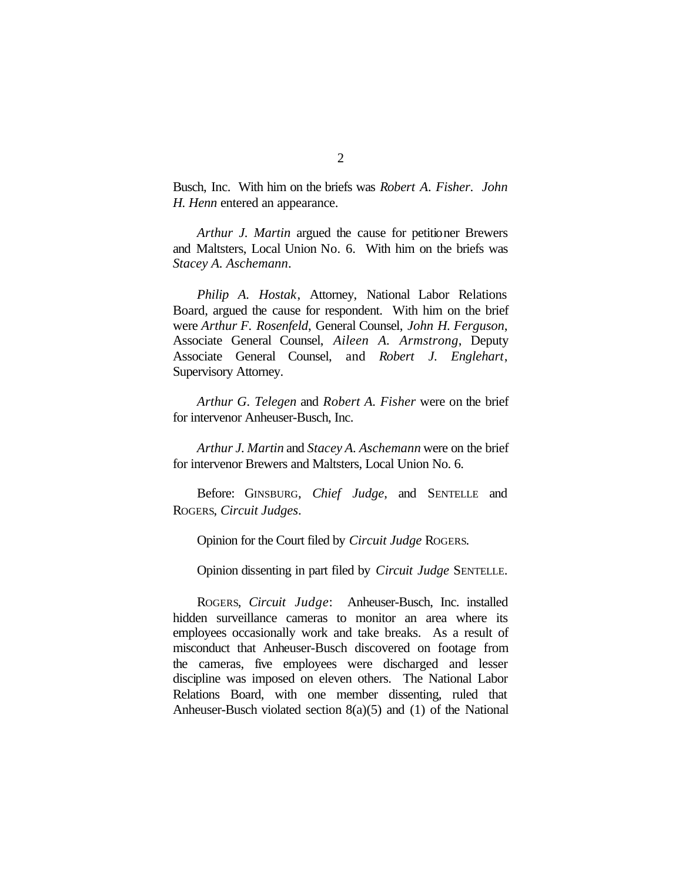Busch, Inc. With him on the briefs was *Robert A. Fisher*. *John H. Henn* entered an appearance.

*Arthur J. Martin* argued the cause for petitioner Brewers and Maltsters, Local Union No. 6. With him on the briefs was *Stacey A. Aschemann*.

*Philip A. Hostak*, Attorney, National Labor Relations Board, argued the cause for respondent. With him on the brief were *Arthur F. Rosenfeld*, General Counsel, *John H. Ferguson*, Associate General Counsel, *Aileen A. Armstrong*, Deputy Associate General Counsel, and *Robert J. Englehart*, Supervisory Attorney.

*Arthur G. Telegen* and *Robert A. Fisher* were on the brief for intervenor Anheuser-Busch, Inc.

*Arthur J. Martin* and *Stacey A. Aschemann* were on the brief for intervenor Brewers and Maltsters, Local Union No. 6.

Before: GINSBURG, *Chief Judge*, and SENTELLE and ROGERS, *Circuit Judges*.

Opinion for the Court filed by *Circuit Judge* ROGERS.

Opinion dissenting in part filed by *Circuit Judge* SENTELLE.

ROGERS, *Circuit Judge*: Anheuser-Busch, Inc. installed hidden surveillance cameras to monitor an area where its employees occasionally work and take breaks. As a result of misconduct that Anheuser-Busch discovered on footage from the cameras, five employees were discharged and lesser discipline was imposed on eleven others. The National Labor Relations Board, with one member dissenting, ruled that Anheuser-Busch violated section 8(a)(5) and (1) of the National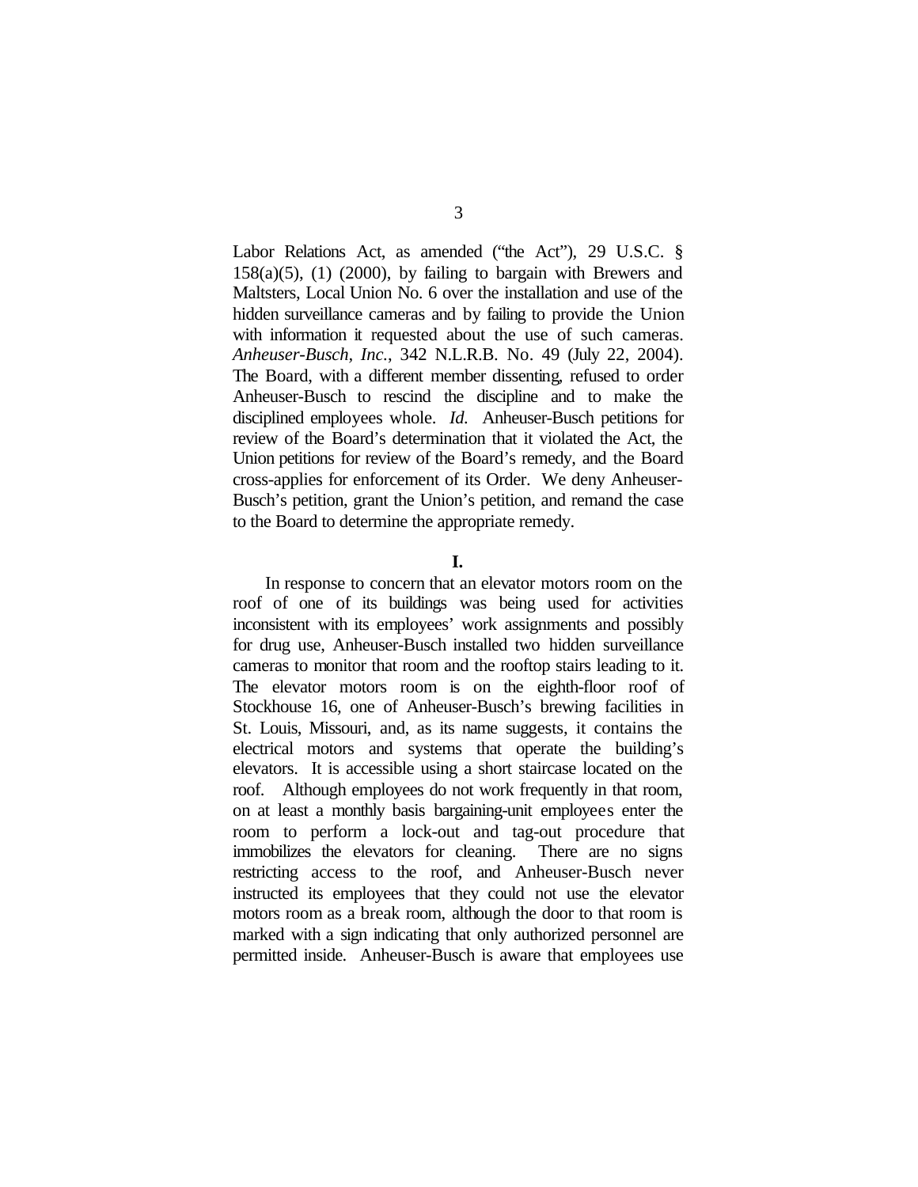Labor Relations Act, as amended ("the Act"), 29 U.S.C. § 158(a)(5), (1) (2000), by failing to bargain with Brewers and Maltsters, Local Union No. 6 over the installation and use of the hidden surveillance cameras and by failing to provide the Union with information it requested about the use of such cameras. *Anheuser-Busch, Inc.*, 342 N.L.R.B. No. 49 (July 22, 2004). The Board, with a different member dissenting, refused to order Anheuser-Busch to rescind the discipline and to make the disciplined employees whole. *Id.* Anheuser-Busch petitions for review of the Board's determination that it violated the Act, the Union petitions for review of the Board's remedy, and the Board cross-applies for enforcement of its Order. We deny Anheuser-Busch's petition, grant the Union's petition, and remand the case to the Board to determine the appropriate remedy.

## I.

In response to concern that an elevator motors room on the roof of one of its buildings was being used for activities inconsistent with its employees' work assignments and possibly for drug use, Anheuser-Busch installed two hidden surveillance cameras to monitor that room and the rooftop stairs leading to it. The elevator motors room is on the eighth-floor roof of Stockhouse 16, one of Anheuser-Busch's brewing facilities in St. Louis, Missouri, and, as its name suggests, it contains the electrical motors and systems that operate the building's elevators. It is accessible using a short staircase located on the roof. Although employees do not work frequently in that room, on at least a monthly basis bargaining-unit employees enter the room to perform a lock-out and tag-out procedure that immobilizes the elevators for cleaning. There are no signs restricting access to the roof, and Anheuser-Busch never instructed its employees that they could not use the elevator motors room as a break room, although the door to that room is marked with a sign indicating that only authorized personnel are permitted inside. Anheuser-Busch is aware that employees use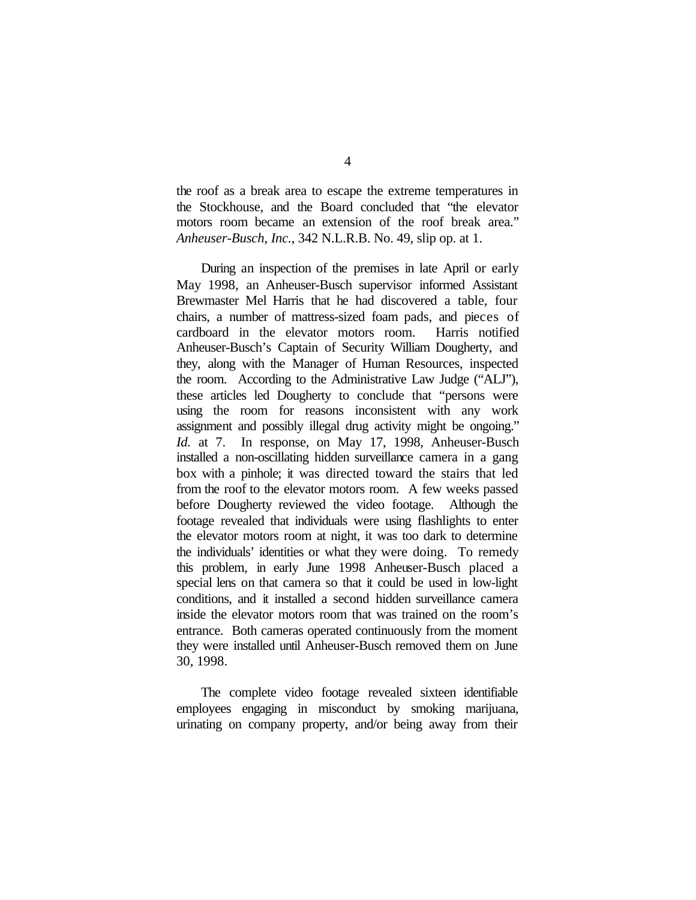the roof as a break area to escape the extreme temperatures in the Stockhouse, and the Board concluded that "the elevator motors room became an extension of the roof break area." *Anheuser-Busch, Inc.*, 342 N.L.R.B. No. 49, slip op. at 1.

During an inspection of the premises in late April or early May 1998, an Anheuser-Busch supervisor informed Assistant Brewmaster Mel Harris that he had discovered a table, four chairs, a number of mattress-sized foam pads, and pieces of cardboard in the elevator motors room. Harris notified Anheuser-Busch's Captain of Security William Dougherty, and they, along with the Manager of Human Resources, inspected the room. According to the Administrative Law Judge ("ALJ"), these articles led Dougherty to conclude that "persons were using the room for reasons inconsistent with any work assignment and possibly illegal drug activity might be ongoing." *Id.* at 7. In response, on May 17, 1998, Anheuser-Busch installed a non-oscillating hidden surveillance camera in a gang box with a pinhole; it was directed toward the stairs that led from the roof to the elevator motors room. A few weeks passed before Dougherty reviewed the video footage. Although the footage revealed that individuals were using flashlights to enter the elevator motors room at night, it was too dark to determine the individuals' identities or what they were doing. To remedy this problem, in early June 1998 Anheuser-Busch placed a special lens on that camera so that it could be used in low-light conditions, and it installed a second hidden surveillance camera inside the elevator motors room that was trained on the room's entrance. Both cameras operated continuously from the moment they were installed until Anheuser-Busch removed them on June 30, 1998.

The complete video footage revealed sixteen identifiable employees engaging in misconduct by smoking marijuana, urinating on company property, and/or being away from their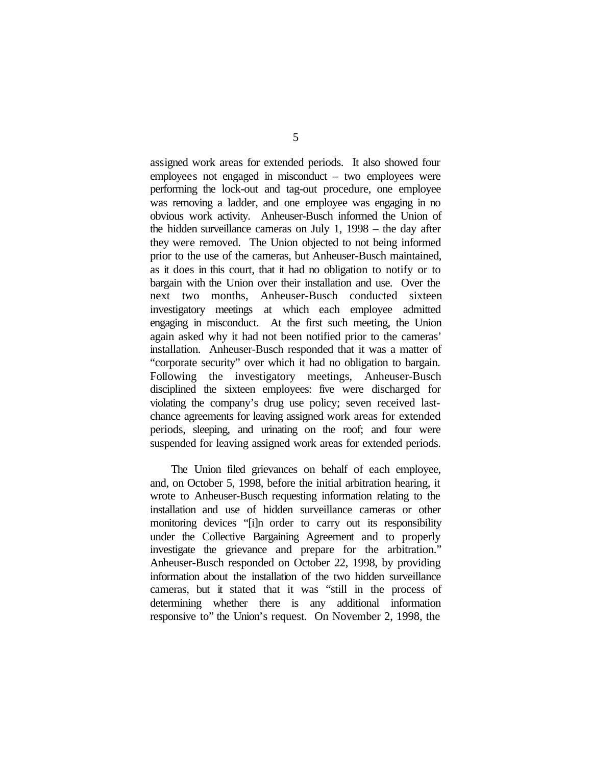assigned work areas for extended periods. It also showed four employees not engaged in misconduct – two employees were performing the lock-out and tag-out procedure, one employee was removing a ladder, and one employee was engaging in no obvious work activity. Anheuser-Busch informed the Union of the hidden surveillance cameras on July 1, 1998 – the day after they were removed. The Union objected to not being informed prior to the use of the cameras, but Anheuser-Busch maintained, as it does in this court, that it had no obligation to notify or to bargain with the Union over their installation and use. Over the next two months, Anheuser-Busch conducted sixteen investigatory meetings at which each employee admitted engaging in misconduct. At the first such meeting, the Union again asked why it had not been notified prior to the cameras' installation. Anheuser-Busch responded that it was a matter of "corporate security" over which it had no obligation to bargain. Following the investigatory meetings, Anheuser-Busch disciplined the sixteen employees: five were discharged for violating the company's drug use policy; seven received last-chance agreements for leaving assigned work areas for extended periods, sleeping, and urinating on the roof; and four were suspended for leaving assigned work areas for extended periods.

The Union filed grievances on behalf of each employee, and, on October 5, 1998, before the initial arbitration hearing, it wrote to Anheuser-Busch requesting information relating to the installation and use of hidden surveillance cameras or other monitoring devices "[i]n order to carry out its responsibility under the Collective Bargaining Agreement and to properly investigate the grievance and prepare for the arbitration." Anheuser-Busch responded on October 22, 1998, by providing information about the installation of the two hidden surveillance cameras, but it stated that it was "still in the process of determining whether there is any additional information responsive to" the Union's request. On November 2, 1998, the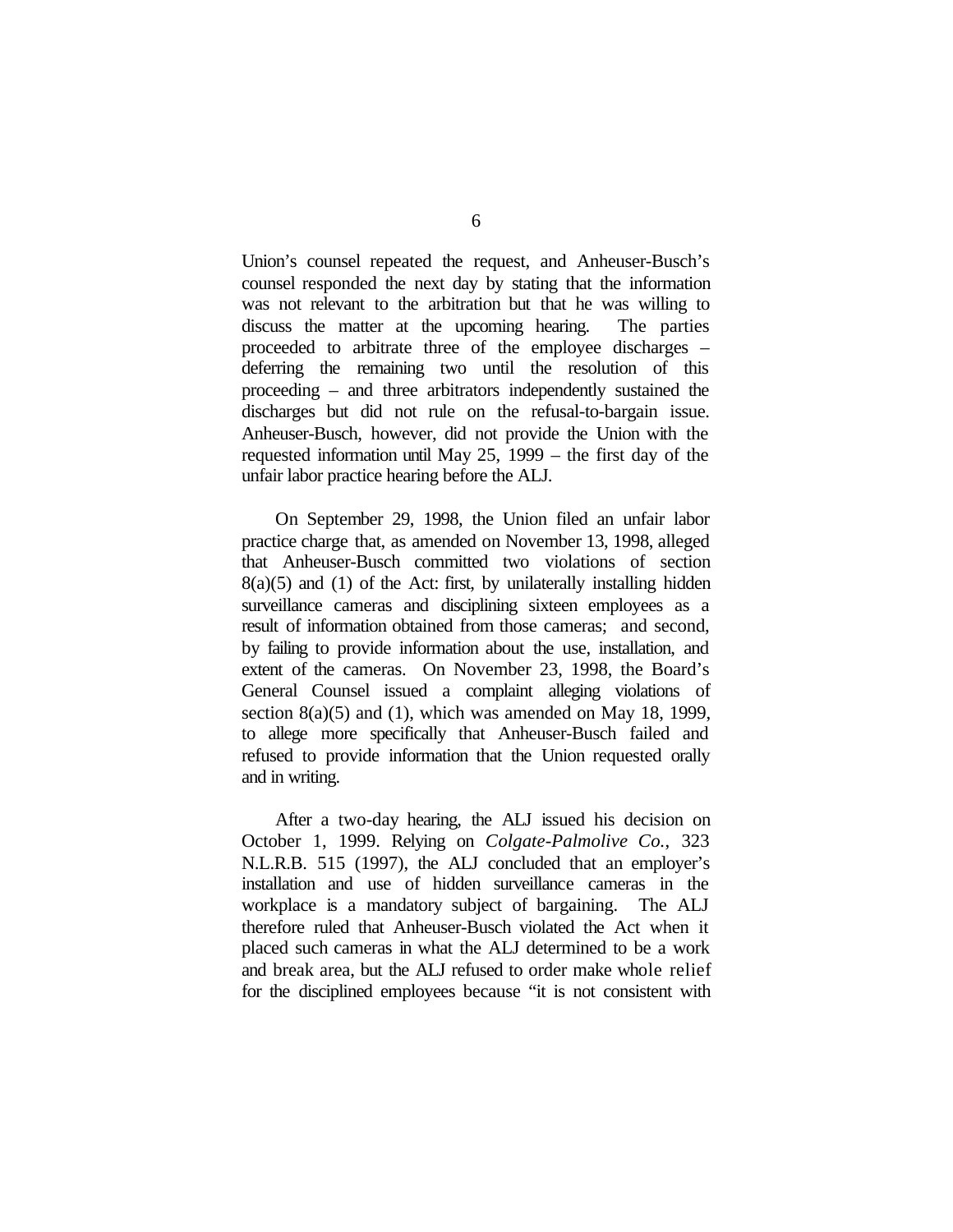Union's counsel repeated the request, and Anheuser-Busch's counsel responded the next day by stating that the information was not relevant to the arbitration but that he was willing to discuss the matter at the upcoming hearing. The parties proceeded to arbitrate three of the employee discharges – deferring the remaining two until the resolution of this proceeding – and three arbitrators independently sustained the discharges but did not rule on the refusal-to-bargain issue. Anheuser-Busch, however, did not provide the Union with the requested information until May 25, 1999 – the first day of the unfair labor practice hearing before the ALJ.

On September 29, 1998, the Union filed an unfair labor practice charge that, as amended on November 13, 1998, alleged that Anheuser-Busch committed two violations of section 8(a)(5) and (1) of the Act: first, by unilaterally installing hidden surveillance cameras and disciplining sixteen employees as a result of information obtained from those cameras; and second, by failing to provide information about the use, installation, and extent of the cameras. On November 23, 1998, the Board's General Counsel issued a complaint alleging violations of section 8(a)(5) and (1), which was amended on May 18, 1999, to allege more specifically that Anheuser-Busch failed and refused to provide information that the Union requested orally and in writing.

After a two-day hearing, the ALJ issued his decision on October 1, 1999. Relying on *Colgate-Palmolive Co.*, 323 N.L.R.B. 515 (1997), the ALJ concluded that an employer's installation and use of hidden surveillance cameras in the workplace is a mandatory subject of bargaining. The ALJ therefore ruled that Anheuser-Busch violated the Act when it placed such cameras in what the ALJ determined to be a work and break area, but the ALJ refused to order make whole relief for the disciplined employees because "it is not consistent with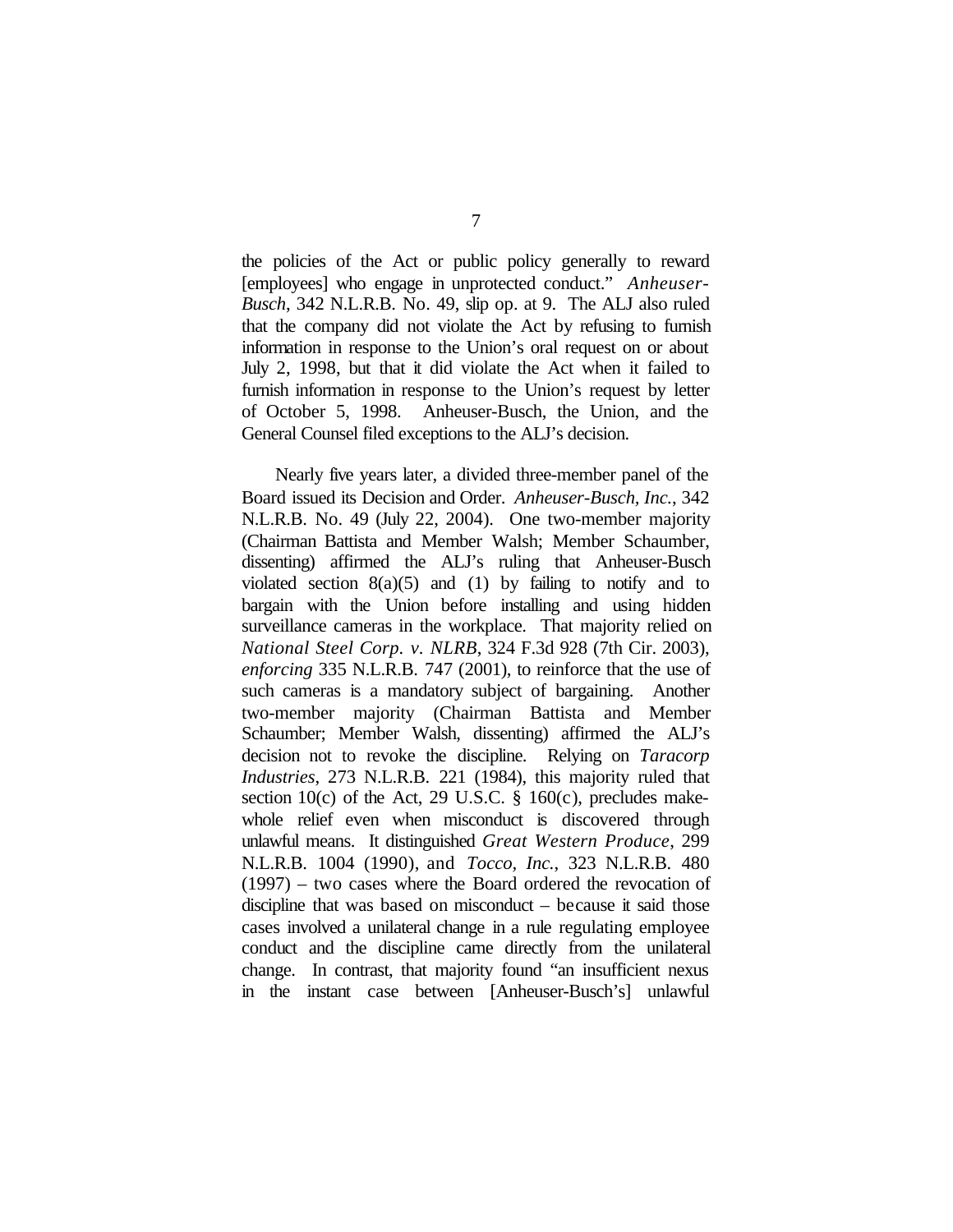the policies of the Act or public policy generally to reward [employees] who engage in unprotected conduct." *Anheuser-Busch*, 342 N.L.R.B. No. 49, slip op. at 9. The ALJ also ruled that the company did not violate the Act by refusing to furnish information in response to the Union's oral request on or about July 2, 1998, but that it did violate the Act when it failed to furnish information in response to the Union's request by letter of October 5, 1998. Anheuser-Busch, the Union, and the General Counsel filed exceptions to the ALJ's decision.

Nearly five years later, a divided three-member panel of the Board issued its Decision and Order. *Anheuser-Busch, Inc.*, 342 N.L.R.B. No. 49 (July 22, 2004). One two-member majority (Chairman Battista and Member Walsh; Member Schaumber, dissenting) affirmed the ALJ's ruling that Anheuser-Busch violated section 8(a)(5) and (1) by failing to notify and to bargain with the Union before installing and using hidden surveillance cameras in the workplace. That majority relied on *National Steel Corp. v. NLRB*, 324 F.3d 928 (7th Cir. 2003), *enforcing* 335 N.L.R.B. 747 (2001), to reinforce that the use of such cameras is a mandatory subject of bargaining. Another two-member majority (Chairman Battista and Member Schaumber; Member Walsh, dissenting) affirmed the ALJ's decision not to revoke the discipline. Relying on *Taracorp Industries*, 273 N.L.R.B. 221 (1984), this majority ruled that section 10(c) of the Act, 29 U.S.C. § 160(c), precludes make-whole relief even when misconduct is discovered through unlawful means. It distinguished *Great Western Produce*, 299 N.L.R.B. 1004 (1990), and *Tocco, Inc.*, 323 N.L.R.B. 480 (1997) – two cases where the Board ordered the revocation of discipline that was based on misconduct – because it said those cases involved a unilateral change in a rule regulating employee conduct and the discipline came directly from the unilateral change. In contrast, that majority found "an insufficient nexus in the instant case between [Anheuser-Busch's] unlawful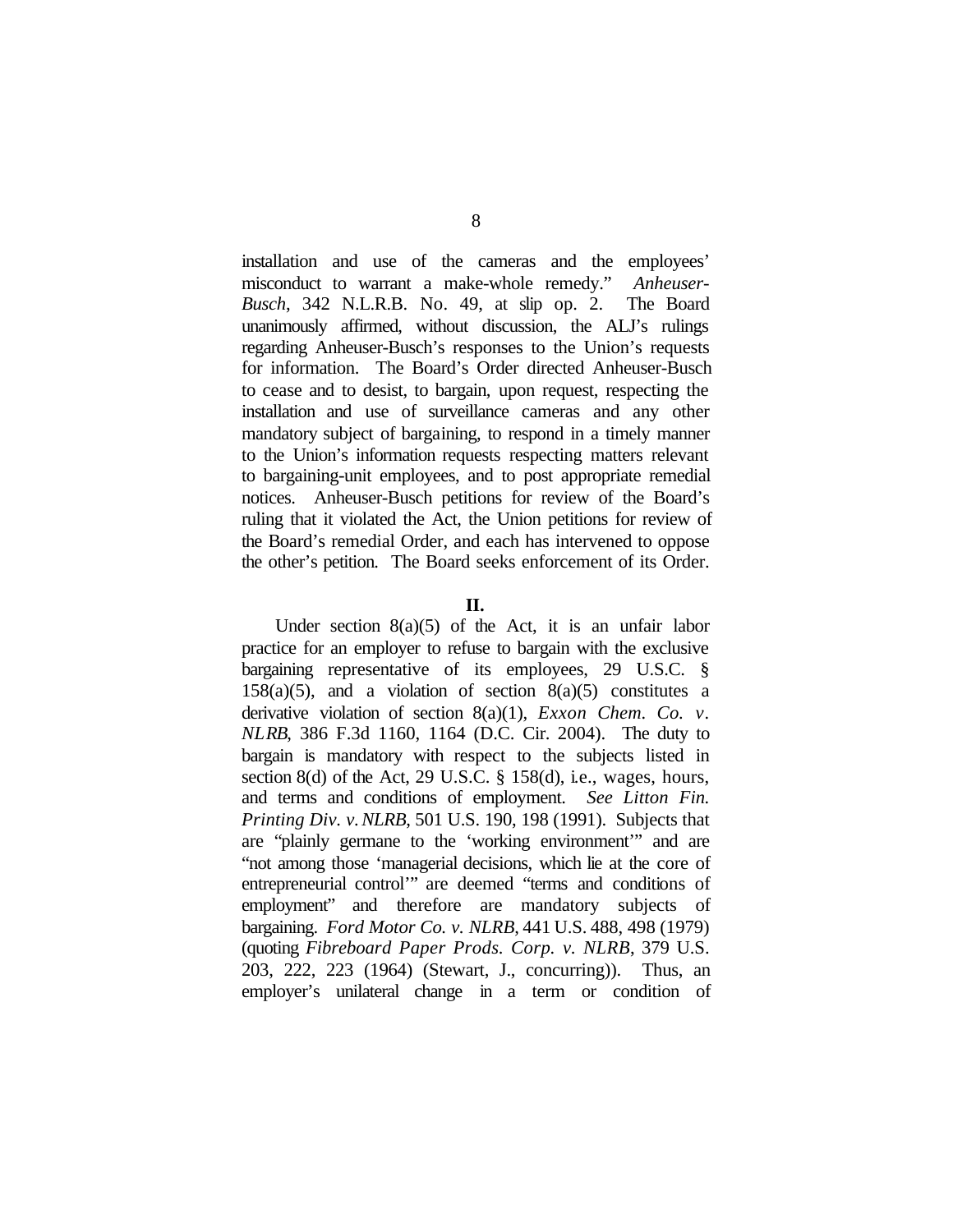installation and use of the cameras and the employees' misconduct to warrant a make-whole remedy." *Anheuser-Busch*, 342 N.L.R.B. No. 49, at slip op. 2. The Board unanimously affirmed, without discussion, the ALJ's rulings regarding Anheuser-Busch's responses to the Union's requests for information. The Board's Order directed Anheuser-Busch to cease and to desist, to bargain, upon request, respecting the installation and use of surveillance cameras and any other mandatory subject of bargaining, to respond in a timely manner to the Union's information requests respecting matters relevant to bargaining-unit employees, and to post appropriate remedial notices. Anheuser-Busch petitions for review of the Board's ruling that it violated the Act, the Union petitions for review of the Board's remedial Order, and each has intervened to oppose the other's petition. The Board seeks enforcement of its Order.

## II.

Under section 8(a)(5) of the Act, it is an unfair labor practice for an employer to refuse to bargain with the exclusive bargaining representative of its employees, 29 U.S.C. § 158(a)(5), and a violation of section 8(a)(5) constitutes a derivative violation of section 8(a)(1), *Exxon Chem. Co. v. NLRB*, 386 F.3d 1160, 1164 (D.C. Cir. 2004). The duty to bargain is mandatory with respect to the subjects listed in section 8(d) of the Act, 29 U.S.C. § 158(d), i.e., wages, hours, and terms and conditions of employment. *See Litton Fin. Printing Div. v. NLRB*, 501 U.S. 190, 198 (1991). Subjects that are "plainly germane to the 'working environment'" and are "not among those 'managerial decisions, which lie at the core of entrepreneurial control'" are deemed "terms and conditions of employment" and therefore are mandatory subjects of bargaining. *Ford Motor Co. v. NLRB*, 441 U.S. 488, 498 (1979) (quoting *Fibreboard Paper Prods. Corp. v. NLRB*, 379 U.S. 203, 222, 223 (1964) (Stewart, J., concurring)). Thus, an employer's unilateral change in a term or condition of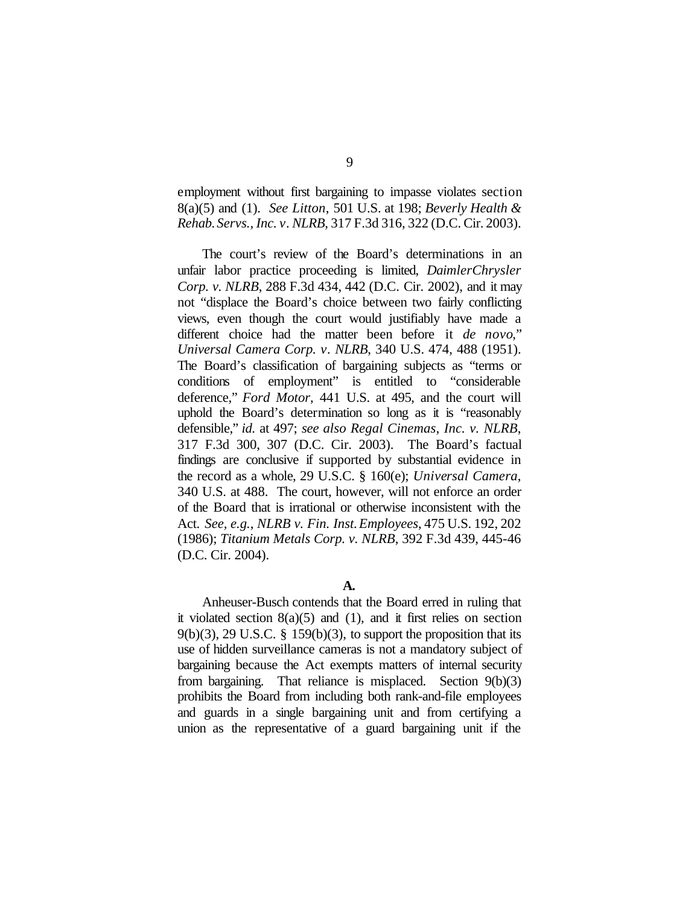employment without first bargaining to impasse violates section 8(a)(5) and (1). *See Litton*, 501 U.S. at 198; *Beverly Health & Rehab. Servs., Inc. v. NLRB*, 317 F.3d 316, 322 (D.C. Cir. 2003).

The court's review of the Board's determinations in an unfair labor practice proceeding is limited, *DaimlerChrysler Corp. v. NLRB*, 288 F.3d 434, 442 (D.C. Cir. 2002), and it may not "displace the Board's choice between two fairly conflicting views, even though the court would justifiably have made a different choice had the matter been before it *de novo*," *Universal Camera Corp. v. NLRB*, 340 U.S. 474, 488 (1951). The Board's classification of bargaining subjects as "terms or conditions of employment" is entitled to "considerable deference," *Ford Motor*, 441 U.S. at 495, and the court will uphold the Board's determination so long as it is "reasonably defensible," *id.* at 497; *see also Regal Cinemas, Inc. v. NLRB*, 317 F.3d 300, 307 (D.C. Cir. 2003). The Board's factual findings are conclusive if supported by substantial evidence in the record as a whole, 29 U.S.C. § 160(e); *Universal Camera*, 340 U.S. at 488. The court, however, will not enforce an order of the Board that is irrational or otherwise inconsistent with the Act. *See, e.g.*, *NLRB v. Fin. Inst. Employees*, 475 U.S. 192, 202 (1986); *Titanium Metals Corp. v. NLRB*, 392 F.3d 439, 445-46 (D.C. Cir. 2004).

**A.**

Anheuser-Busch contends that the Board erred in ruling that it violated section 8(a)(5) and (1), and it first relies on section 9(b)(3), 29 U.S.C. § 159(b)(3), to support the proposition that its use of hidden surveillance cameras is not a mandatory subject of bargaining because the Act exempts matters of internal security from bargaining. That reliance is misplaced. Section 9(b)(3) prohibits the Board from including both rank-and-file employees and guards in a single bargaining unit and from certifying a union as the representative of a guard bargaining unit if the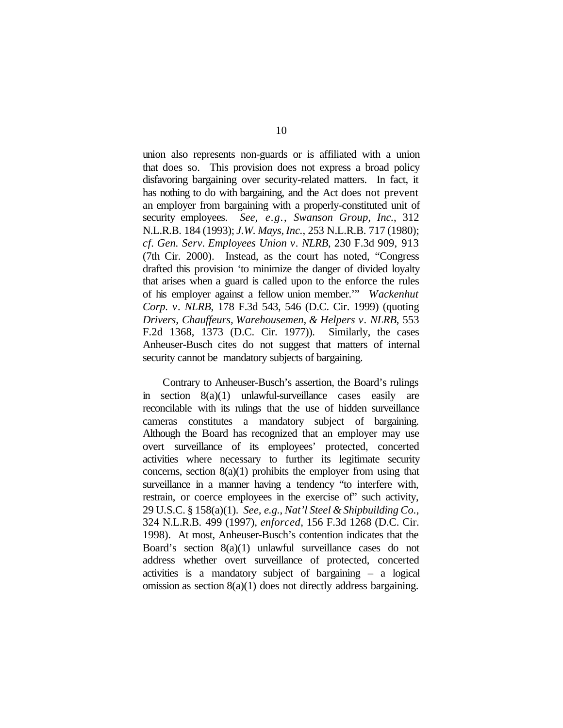union also represents non-guards or is affiliated with a union that does so. This provision does not express a broad policy disfavoring bargaining over security-related matters. In fact, it has nothing to do with bargaining, and the Act does not prevent an employer from bargaining with a properly-constituted unit of security employees. *See, e.g.*, *Swanson Group, Inc.*, 312 N.L.R.B. 184 (1993); *J.W. Mays, Inc.*, 253 N.L.R.B. 717 (1980); *cf. Gen. Serv. Employees Union v. NLRB*, 230 F.3d 909, 913 (7th Cir. 2000). Instead, as the court has noted, "Congress drafted this provision 'to minimize the danger of divided loyalty that arises when a guard is called upon to the enforce the rules of his employer against a fellow union member.'" *Wackenhut Corp. v. NLRB*, 178 F.3d 543, 546 (D.C. Cir. 1999) (quoting *Drivers, Chauffeurs, Warehousemen, & Helpers v. NLRB*, 553 F.2d 1368, 1373 (D.C. Cir. 1977)). Similarly, the cases Anheuser-Busch cites do not suggest that matters of internal security cannot be mandatory subjects of bargaining.

Contrary to Anheuser-Busch's assertion, the Board's rulings in section 8(a)(1) unlawful-surveillance cases easily are reconcilable with its rulings that the use of hidden surveillance cameras constitutes a mandatory subject of bargaining. Although the Board has recognized that an employer may use overt surveillance of its employees' protected, concerted activities where necessary to further its legitimate security concerns, section 8(a)(1) prohibits the employer from using that surveillance in a manner having a tendency "to interfere with, restrain, or coerce employees in the exercise of" such activity, 29 U.S.C. § 158(a)(1). *See, e.g.*, *Nat'l Steel & Shipbuilding Co.*, 324 N.L.R.B. 499 (1997), *enforced*, 156 F.3d 1268 (D.C. Cir. 1998). At most, Anheuser-Busch's contention indicates that the Board's section 8(a)(1) unlawful surveillance cases do not address whether overt surveillance of protected, concerted activities is a mandatory subject of bargaining – a logical omission as section 8(a)(1) does not directly address bargaining.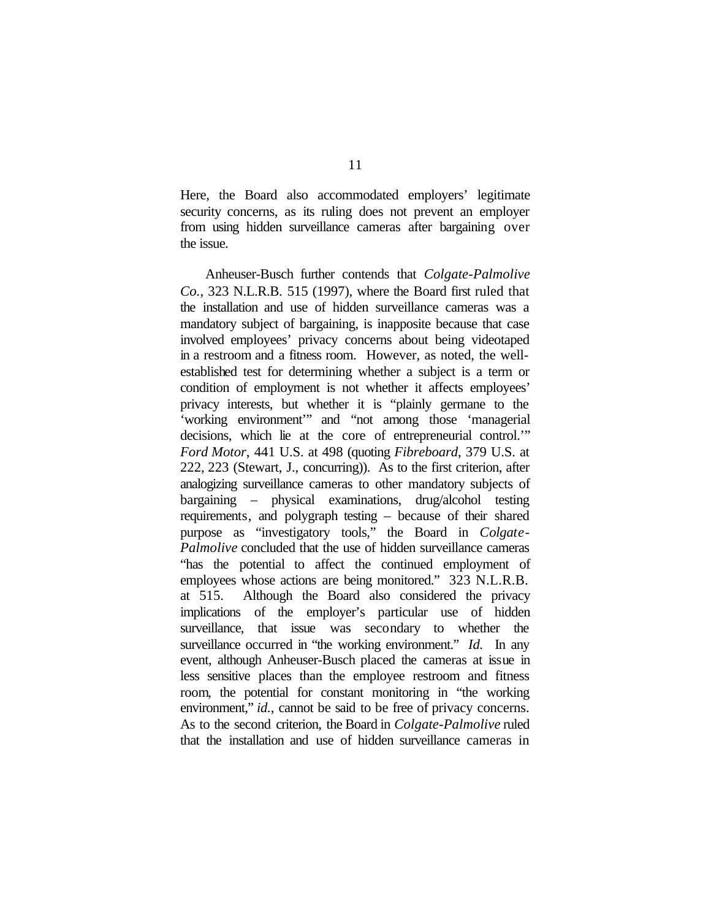Here, the Board also accommodated employers' legitimate security concerns, as its ruling does not prevent an employer from using hidden surveillance cameras after bargaining over the issue.

Anheuser-Busch further contends that *Colgate-Palmolive Co.*, 323 N.L.R.B. 515 (1997), where the Board first ruled that the installation and use of hidden surveillance cameras was a mandatory subject of bargaining, is inapposite because that case involved employees' privacy concerns about being videotaped in a restroom and a fitness room. However, as noted, the well-established test for determining whether a subject is a term or condition of employment is not whether it affects employees' privacy interests, but whether it is "plainly germane to the 'working environment'" and "not among those 'managerial decisions, which lie at the core of entrepreneurial control.'" *Ford Motor*, 441 U.S. at 498 (quoting *Fibreboard*, 379 U.S. at 222, 223 (Stewart, J., concurring)). As to the first criterion, after analogizing surveillance cameras to other mandatory subjects of bargaining – physical examinations, drug/alcohol testing requirements, and polygraph testing – because of their shared purpose as "investigatory tools," the Board in *Colgate-Palmolive* concluded that the use of hidden surveillance cameras "has the potential to affect the continued employment of employees whose actions are being monitored." 323 N.L.R.B. at 515. Although the Board also considered the privacy implications of the employer's particular use of hidden surveillance, that issue was secondary to whether the surveillance occurred in "the working environment." *Id.* In any event, although Anheuser-Busch placed the cameras at issue in less sensitive places than the employee restroom and fitness room, the potential for constant monitoring in "the working environment," *id.*, cannot be said to be free of privacy concerns. As to the second criterion, the Board in *Colgate-Palmolive* ruled that the installation and use of hidden surveillance cameras in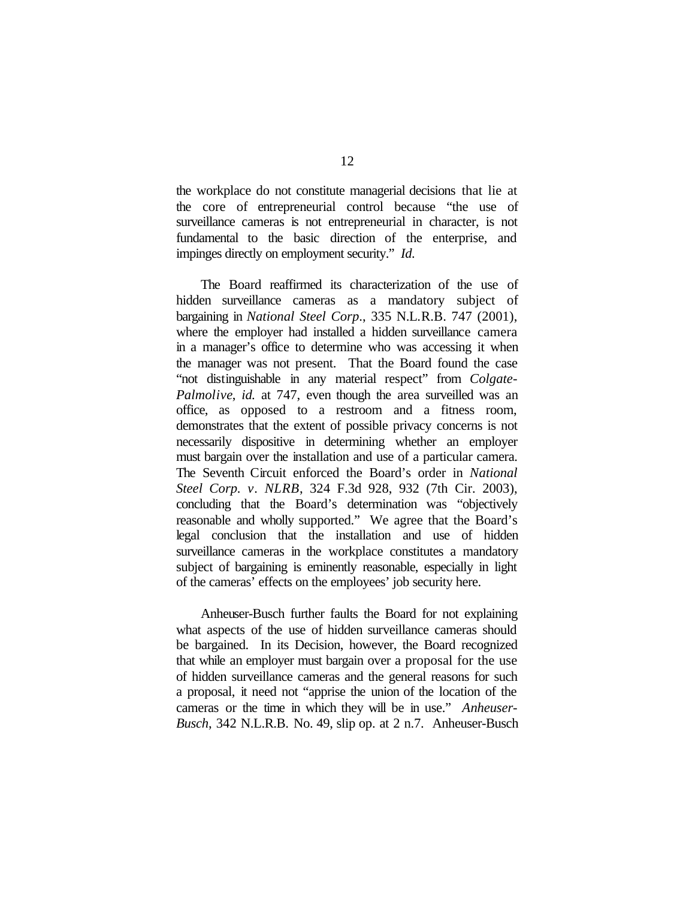the workplace do not constitute managerial decisions that lie at the core of entrepreneurial control because "the use of surveillance cameras is not entrepreneurial in character, is not fundamental to the basic direction of the enterprise, and impinges directly on employment security." *Id.*

The Board reaffirmed its characterization of the use of hidden surveillance cameras as a mandatory subject of bargaining in *National Steel Corp.*, 335 N.L.R.B. 747 (2001), where the employer had installed a hidden surveillance camera in a manager's office to determine who was accessing it when the manager was not present. That the Board found the case "not distinguishable in any material respect" from *Colgate-Palmolive*, *id.* at 747, even though the area surveilled was an office, as opposed to a restroom and a fitness room, demonstrates that the extent of possible privacy concerns is not necessarily dispositive in determining whether an employer must bargain over the installation and use of a particular camera. The Seventh Circuit enforced the Board's order in *National Steel Corp. v. NLRB*, 324 F.3d 928, 932 (7th Cir. 2003), concluding that the Board's determination was "objectively reasonable and wholly supported." We agree that the Board's legal conclusion that the installation and use of hidden surveillance cameras in the workplace constitutes a mandatory subject of bargaining is eminently reasonable, especially in light of the cameras' effects on the employees' job security here.

Anheuser-Busch further faults the Board for not explaining what aspects of the use of hidden surveillance cameras should be bargained. In its Decision, however, the Board recognized that while an employer must bargain over a proposal for the use of hidden surveillance cameras and the general reasons for such a proposal, it need not "apprise the union of the location of the cameras or the time in which they will be in use." *Anheuser-Busch*, 342 N.L.R.B. No. 49, slip op. at 2 n.7. Anheuser-Busch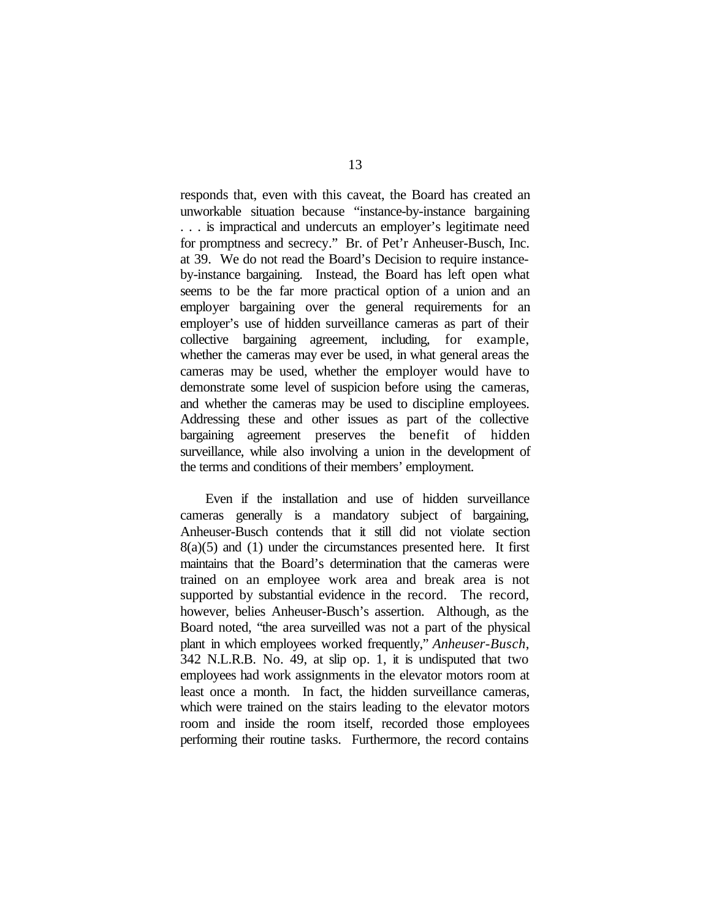responds that, even with this caveat, the Board has created an unworkable situation because "instance-by-instance bargaining . . . is impractical and undercuts an employer's legitimate need for promptness and secrecy." Br. of Pet'r Anheuser-Busch, Inc. at 39. We do not read the Board's Decision to require instance-by-instance bargaining. Instead, the Board has left open what seems to be the far more practical option of a union and an employer bargaining over the general requirements for an employer's use of hidden surveillance cameras as part of their collective bargaining agreement, including, for example, whether the cameras may ever be used, in what general areas the cameras may be used, whether the employer would have to demonstrate some level of suspicion before using the cameras, and whether the cameras may be used to discipline employees. Addressing these and other issues as part of the collective bargaining agreement preserves the benefit of hidden surveillance, while also involving a union in the development of the terms and conditions of their members' employment.

Even if the installation and use of hidden surveillance cameras generally is a mandatory subject of bargaining, Anheuser-Busch contends that it still did not violate section 8(a)(5) and (1) under the circumstances presented here. It first maintains that the Board's determination that the cameras were trained on an employee work area and break area is not supported by substantial evidence in the record. The record, however, belies Anheuser-Busch's assertion. Although, as the Board noted, "the area surveilled was not a part of the physical plant in which employees worked frequently," *Anheuser-Busch*, 342 N.L.R.B. No. 49, at slip op. 1, it is undisputed that two employees had work assignments in the elevator motors room at least once a month. In fact, the hidden surveillance cameras, which were trained on the stairs leading to the elevator motors room and inside the room itself, recorded those employees performing their routine tasks. Furthermore, the record contains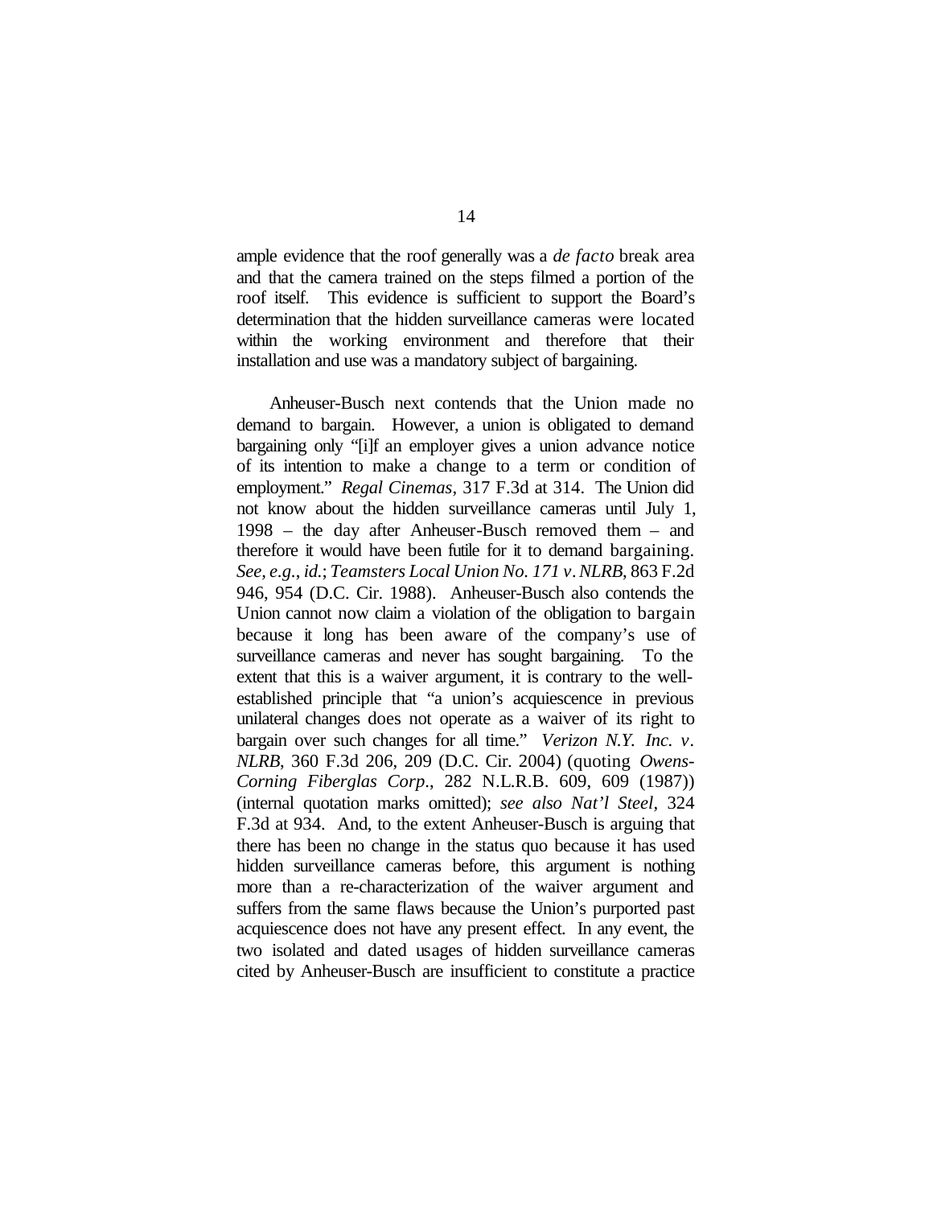ample evidence that the roof generally was a *de facto* break area and that the camera trained on the steps filmed a portion of the roof itself. This evidence is sufficient to support the Board's determination that the hidden surveillance cameras were located within the working environment and therefore that their installation and use was a mandatory subject of bargaining.

Anheuser-Busch next contends that the Union made no demand to bargain. However, a union is obligated to demand bargaining only "[i]f an employer gives a union advance notice of its intention to make a change to a term or condition of employment." *Regal Cinemas*, 317 F.3d at 314. The Union did not know about the hidden surveillance cameras until July 1, 1998 – the day after Anheuser-Busch removed them – and therefore it would have been futile for it to demand bargaining. *See, e.g.*, *id.*; *Teamsters Local Union No. 171 v. NLRB*, 863 F.2d 946, 954 (D.C. Cir. 1988). Anheuser-Busch also contends the Union cannot now claim a violation of the obligation to bargain because it long has been aware of the company's use of surveillance cameras and never has sought bargaining. To the extent that this is a waiver argument, it is contrary to the well-established principle that "a union's acquiescence in previous unilateral changes does not operate as a waiver of its right to bargain over such changes for all time." *Verizon N.Y. Inc. v. NLRB*, 360 F.3d 206, 209 (D.C. Cir. 2004) (quoting *Owens-Corning Fiberglas Corp.*, 282 N.L.R.B. 609, 609 (1987)) (internal quotation marks omitted); *see also Nat'l Steel*, 324 F.3d at 934. And, to the extent Anheuser-Busch is arguing that there has been no change in the status quo because it has used hidden surveillance cameras before, this argument is nothing more than a re-characterization of the waiver argument and suffers from the same flaws because the Union's purported past acquiescence does not have any present effect. In any event, the two isolated and dated usages of hidden surveillance cameras cited by Anheuser-Busch are insufficient to constitute a practice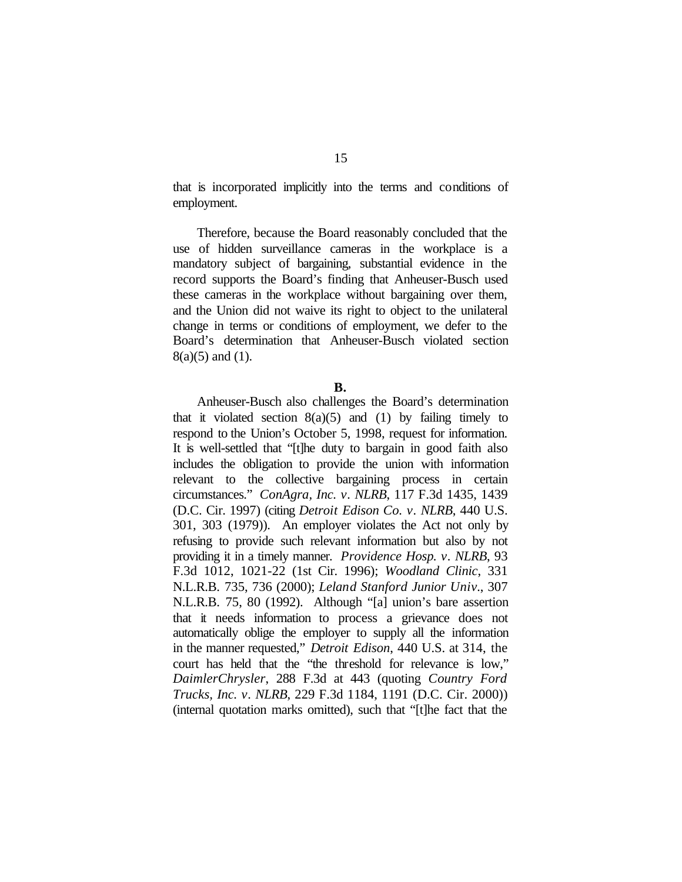that is incorporated implicitly into the terms and conditions of employment.

Therefore, because the Board reasonably concluded that the use of hidden surveillance cameras in the workplace is a mandatory subject of bargaining, substantial evidence in the record supports the Board's finding that Anheuser-Busch used these cameras in the workplace without bargaining over them, and the Union did not waive its right to object to the unilateral change in terms or conditions of employment, we defer to the Board's determination that Anheuser-Busch violated section 8(a)(5) and (1).

**B.**

Anheuser-Busch also challenges the Board's determination that it violated section 8(a)(5) and (1) by failing timely to respond to the Union's October 5, 1998, request for information. It is well-settled that "[t]he duty to bargain in good faith also includes the obligation to provide the union with information relevant to the collective bargaining process in certain circumstances." *ConAgra, Inc. v. NLRB*, 117 F.3d 1435, 1439 (D.C. Cir. 1997) (citing *Detroit Edison Co. v. NLRB*, 440 U.S. 301, 303 (1979)). An employer violates the Act not only by refusing to provide such relevant information but also by not providing it in a timely manner. *Providence Hosp. v. NLRB*, 93 F.3d 1012, 1021-22 (1st Cir. 1996); *Woodland Clinic*, 331 N.L.R.B. 735, 736 (2000); *Leland Stanford Junior Univ.*, 307 N.L.R.B. 75, 80 (1992). Although "[a] union's bare assertion that it needs information to process a grievance does not automatically oblige the employer to supply all the information in the manner requested," *Detroit Edison*, 440 U.S. at 314, the court has held that the "the threshold for relevance is low," *DaimlerChrysler*, 288 F.3d at 443 (quoting *Country Ford Trucks, Inc. v. NLRB*, 229 F.3d 1184, 1191 (D.C. Cir. 2000)) (internal quotation marks omitted), such that "[t]he fact that the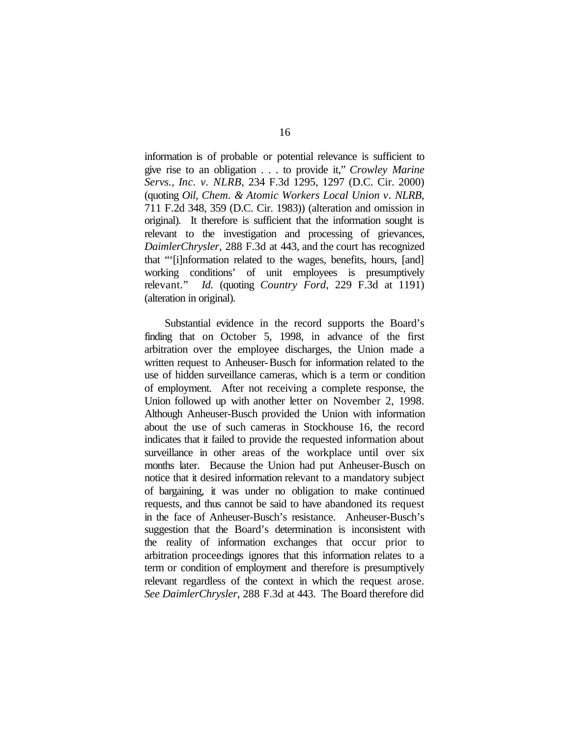information is of probable or potential relevance is sufficient to give rise to an obligation . . . to provide it," *Crowley Marine Servs., Inc. v. NLRB*, 234 F.3d 1295, 1297 (D.C. Cir. 2000) (quoting *Oil, Chem. & Atomic Workers Local Union v. NLRB*, 711 F.2d 348, 359 (D.C. Cir. 1983)) (alteration and omission in original). It therefore is sufficient that the information sought is relevant to the investigation and processing of grievances, *DaimlerChrysler*, 288 F.3d at 443, and the court has recognized that "'[i]nformation related to the wages, benefits, hours, [and] working conditions' of unit employees is presumptively relevant." *Id.* (quoting *Country Ford*, 229 F.3d at 1191) (alteration in original).

Substantial evidence in the record supports the Board's finding that on October 5, 1998, in advance of the first arbitration over the employee discharges, the Union made a written request to Anheuser-Busch for information related to the use of hidden surveillance cameras, which is a term or condition of employment. After not receiving a complete response, the Union followed up with another letter on November 2, 1998. Although Anheuser-Busch provided the Union with information about the use of such cameras in Stockhouse 16, the record indicates that it failed to provide the requested information about surveillance in other areas of the workplace until over six months later. Because the Union had put Anheuser-Busch on notice that it desired information relevant to a mandatory subject of bargaining, it was under no obligation to make continued requests, and thus cannot be said to have abandoned its request in the face of Anheuser-Busch's resistance. Anheuser-Busch's suggestion that the Board's determination is inconsistent with the reality of information exchanges that occur prior to arbitration proceedings ignores that this information relates to a term or condition of employment and therefore is presumptively relevant regardless of the context in which the request arose. *See DaimlerChrysler*, 288 F.3d at 443. The Board therefore did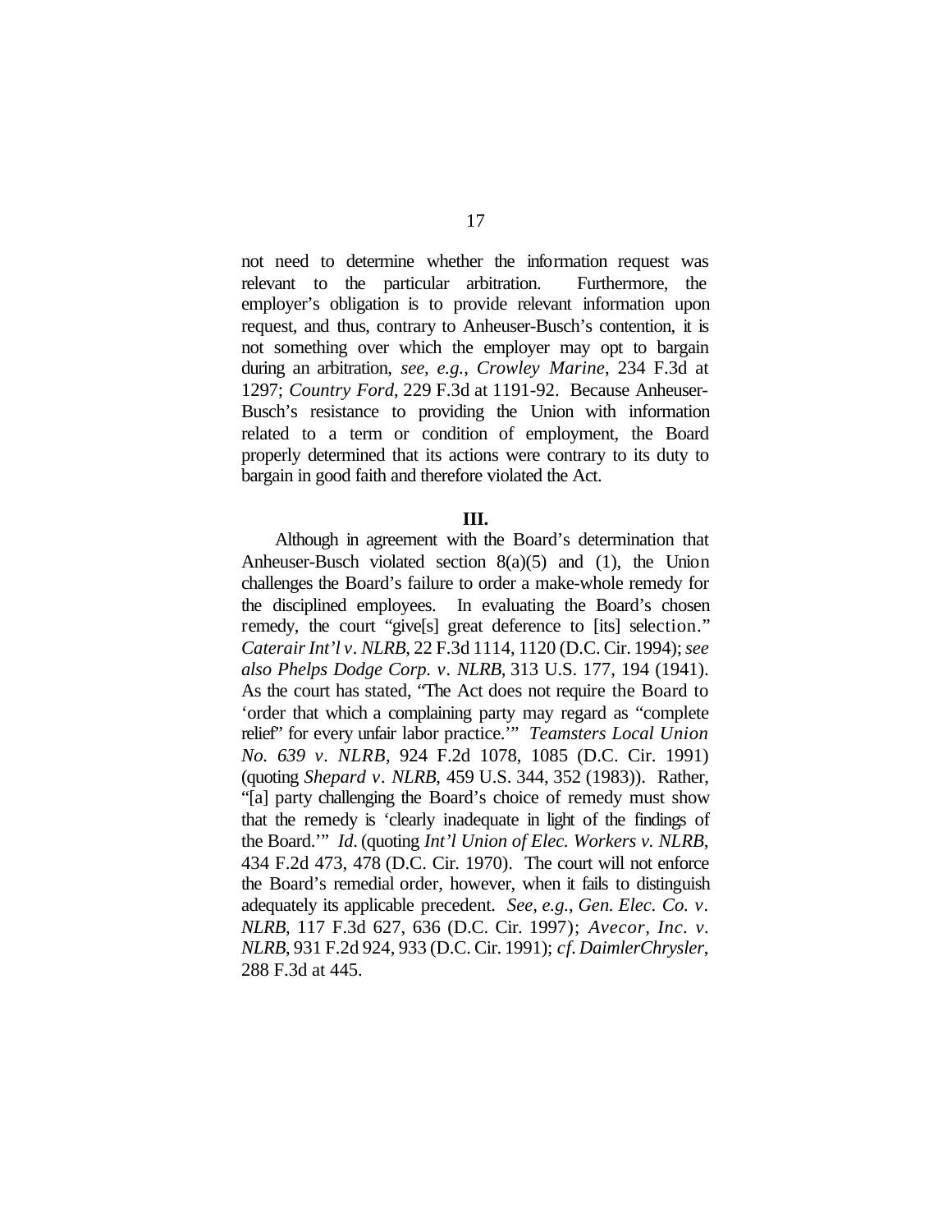not need to determine whether the information request was relevant to the particular arbitration. Furthermore, the employer's obligation is to provide relevant information upon request, and thus, contrary to Anheuser-Busch's contention, it is not something over which the employer may opt to bargain during an arbitration, *see, e.g.*, *Crowley Marine*, 234 F.3d at 1297; *Country Ford*, 229 F.3d at 1191-92. Because Anheuser-Busch's resistance to providing the Union with information related to a term or condition of employment, the Board properly determined that its actions were contrary to its duty to bargain in good faith and therefore violated the Act.

**III.**

Although in agreement with the Board's determination that Anheuser-Busch violated section 8(a)(5) and (1), the Union challenges the Board's failure to order a make-whole remedy for the disciplined employees. In evaluating the Board's chosen remedy, the court "give[s] great deference to [its] selection." *Caterair Int'l v. NLRB*, 22 F.3d 1114, 1120 (D.C. Cir. 1994); *see also Phelps Dodge Corp. v. NLRB*, 313 U.S. 177, 194 (1941). As the court has stated, "The Act does not require the Board to 'order that which a complaining party may regard as "complete relief" for every unfair labor practice.'" *Teamsters Local Union No. 639 v. NLRB*, 924 F.2d 1078, 1085 (D.C. Cir. 1991) (quoting *Shepard v. NLRB*, 459 U.S. 344, 352 (1983)). Rather, "[a] party challenging the Board's choice of remedy must show that the remedy is 'clearly inadequate in light of the findings of the Board.'" *Id.* (quoting *Int'l Union of Elec. Workers v. NLRB*, 434 F.2d 473, 478 (D.C. Cir. 1970). The court will not enforce the Board's remedial order, however, when it fails to distinguish adequately its applicable precedent. *See, e.g.*, *Gen. Elec. Co. v. NLRB*, 117 F.3d 627, 636 (D.C. Cir. 1997); *Avecor, Inc. v. NLRB*, 931 F.2d 924, 933 (D.C. Cir. 1991); *cf. DaimlerChrysler*, 288 F.3d at 445.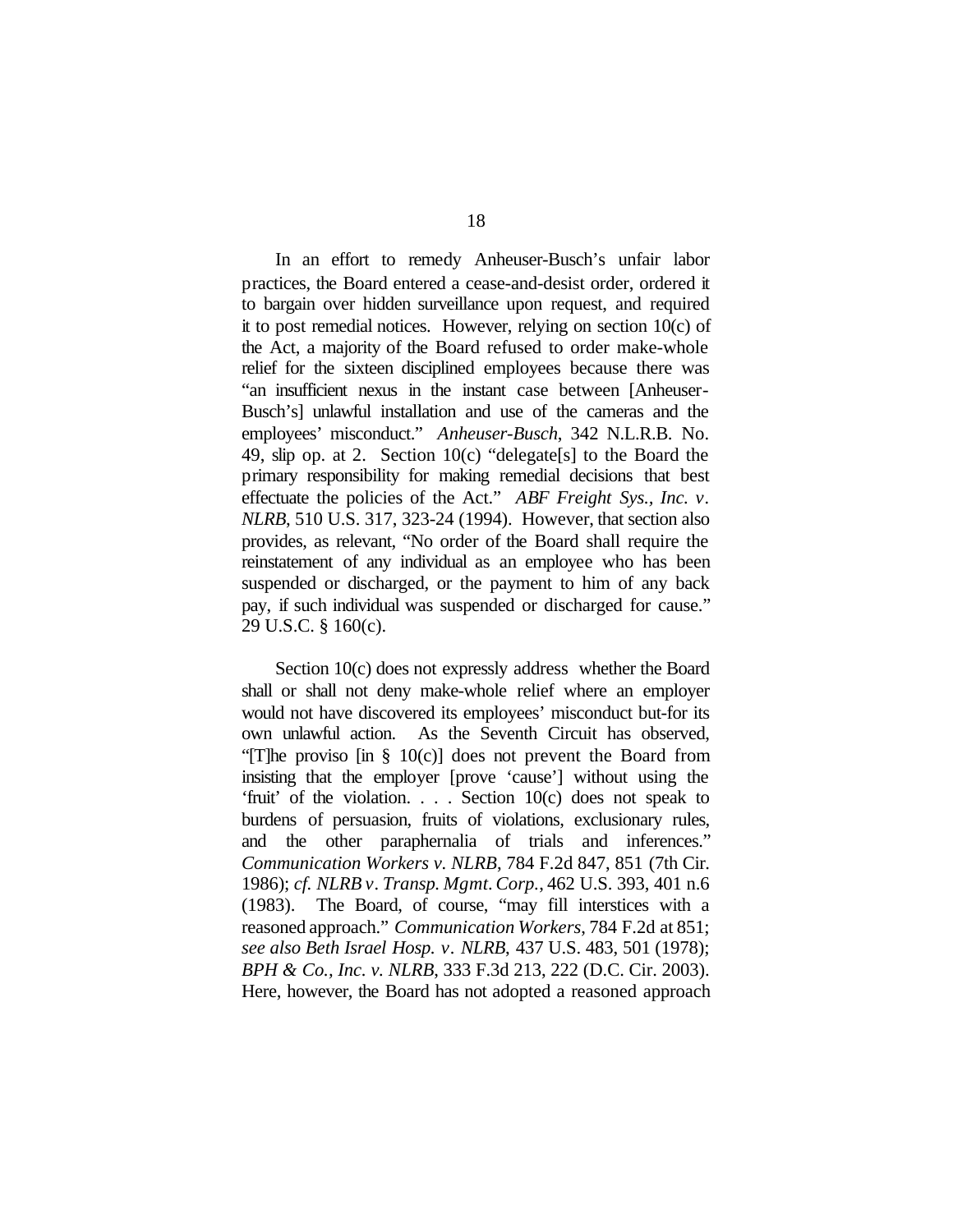In an effort to remedy Anheuser-Busch's unfair labor practices, the Board entered a cease-and-desist order, ordered it to bargain over hidden surveillance upon request, and required it to post remedial notices. However, relying on section 10(c) of the Act, a majority of the Board refused to order make-whole relief for the sixteen disciplined employees because there was "an insufficient nexus in the instant case between [Anheuser-Busch's] unlawful installation and use of the cameras and the employees' misconduct." *Anheuser-Busch*, 342 N.L.R.B. No. 49, slip op. at 2. Section 10(c) "delegate[s] to the Board the primary responsibility for making remedial decisions that best effectuate the policies of the Act." *ABF Freight Sys., Inc. v. NLRB*, 510 U.S. 317, 323-24 (1994). However, that section also provides, as relevant, "No order of the Board shall require the reinstatement of any individual as an employee who has been suspended or discharged, or the payment to him of any back pay, if such individual was suspended or discharged for cause." 29 U.S.C. § 160(c).

Section 10(c) does not expressly address whether the Board shall or shall not deny make-whole relief where an employer would not have discovered its employees' misconduct but-for its own unlawful action. As the Seventh Circuit has observed, "[T]he proviso [in § 10(c)] does not prevent the Board from insisting that the employer [prove 'cause'] without using the 'fruit' of the violation. . . . Section 10(c) does not speak to burdens of persuasion, fruits of violations, exclusionary rules, and the other paraphernalia of trials and inferences." *Communication Workers v. NLRB*, 784 F.2d 847, 851 (7th Cir. 1986); *cf. NLRB v. Transp. Mgmt. Corp.*, 462 U.S. 393, 401 n.6 (1983). The Board, of course, "may fill interstices with a reasoned approach." *Communication Workers*, 784 F.2d at 851; *see also Beth Israel Hosp. v. NLRB*, 437 U.S. 483, 501 (1978); *BPH & Co., Inc. v. NLRB*, 333 F.3d 213, 222 (D.C. Cir. 2003). Here, however, the Board has not adopted a reasoned approach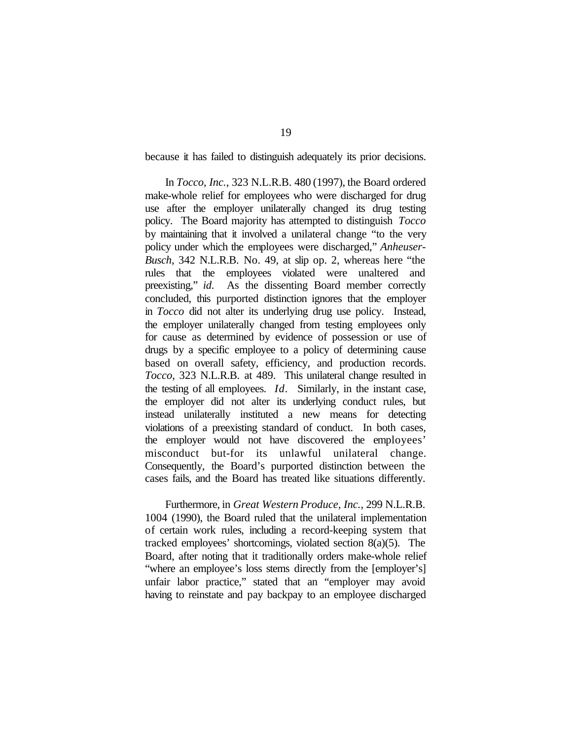because it has failed to distinguish adequately its prior decisions.

In *Tocco, Inc.*, 323 N.L.R.B. 480 (1997), the Board ordered make-whole relief for employees who were discharged for drug use after the employer unilaterally changed its drug testing policy. The Board majority has attempted to distinguish *Tocco* by maintaining that it involved a unilateral change "to the very policy under which the employees were discharged," *Anheuser-Busch*, 342 N.L.R.B. No. 49, at slip op. 2, whereas here "the rules that the employees violated were unaltered and preexisting," *id*. As the dissenting Board member correctly concluded, this purported distinction ignores that the employer in *Tocco* did not alter its underlying drug use policy. Instead, the employer unilaterally changed from testing employees only for cause as determined by evidence of possession or use of drugs by a specific employee to a policy of determining cause based on overall safety, efficiency, and production records. *Tocco*, 323 N.L.R.B. at 489. This unilateral change resulted in the testing of all employees. *Id*. Similarly, in the instant case, the employer did not alter its underlying conduct rules, but instead unilaterally instituted a new means for detecting violations of a preexisting standard of conduct. In both cases, the employer would not have discovered the employees' misconduct but-for its unlawful unilateral change. Consequently, the Board's purported distinction between the cases fails, and the Board has treated like situations differently.

Furthermore, in *Great Western Produce, Inc.*, 299 N.L.R.B. 1004 (1990), the Board ruled that the unilateral implementation of certain work rules, including a record-keeping system that tracked employees' shortcomings, violated section 8(a)(5). The Board, after noting that it traditionally orders make-whole relief "where an employee's loss stems directly from the [employer's] unfair labor practice," stated that an "employer may avoid having to reinstate and pay backpay to an employee discharged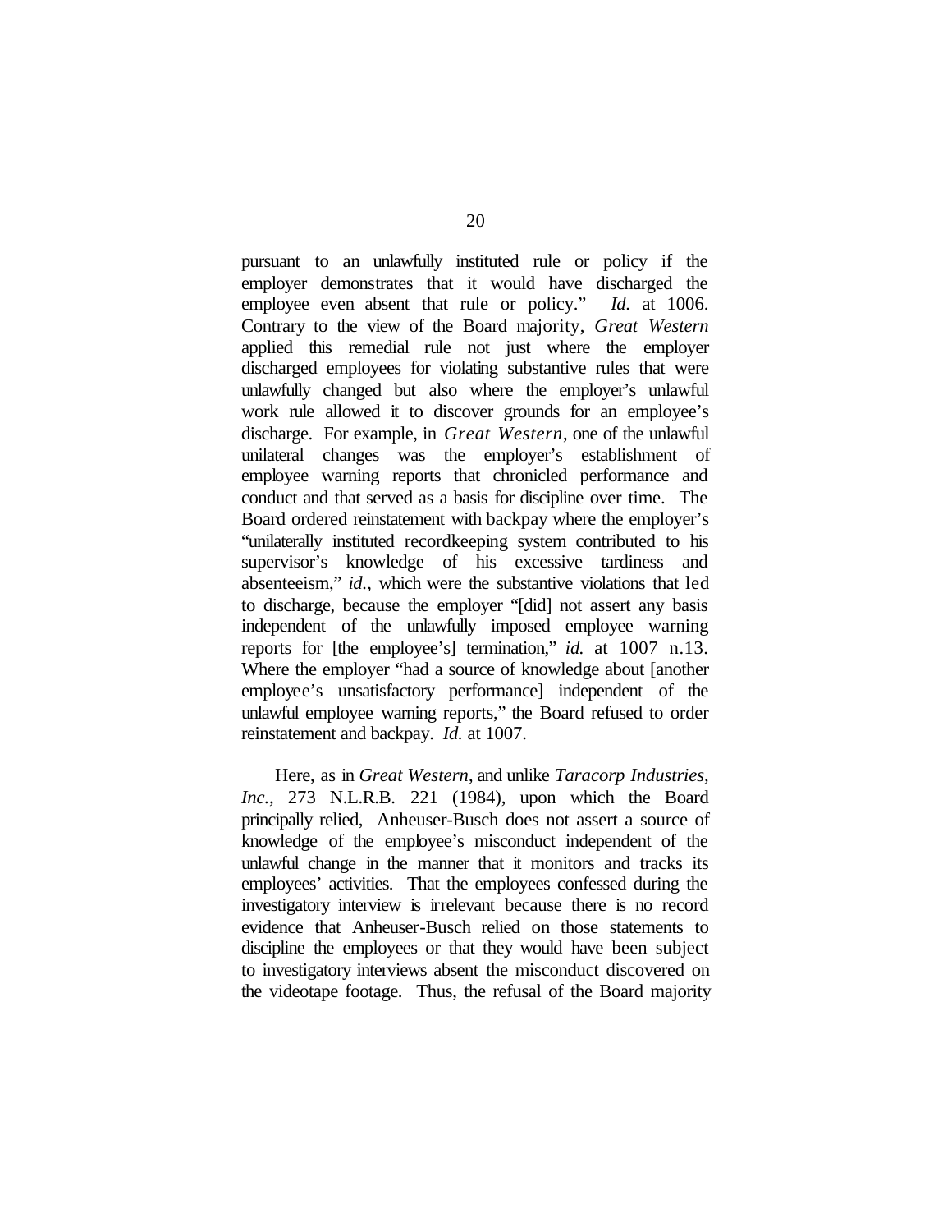pursuant to an unlawfully instituted rule or policy if the employer demonstrates that it would have discharged the employee even absent that rule or policy." *Id.* at 1006. Contrary to the view of the Board majority, *Great Western* applied this remedial rule not just where the employer discharged employees for violating substantive rules that were unlawfully changed but also where the employer's unlawful work rule allowed it to discover grounds for an employee's discharge. For example, in *Great Western*, one of the unlawful unilateral changes was the employer's establishment of employee warning reports that chronicled performance and conduct and that served as a basis for discipline over time. The Board ordered reinstatement with backpay where the employer's "unilaterally instituted recordkeeping system contributed to his supervisor's knowledge of his excessive tardiness and absenteeism," *id.*, which were the substantive violations that led to discharge, because the employer "[did] not assert any basis independent of the unlawfully imposed employee warning reports for [the employee's] termination," *id.* at 1007 n.13. Where the employer "had a source of knowledge about [another employee's unsatisfactory performance] independent of the unlawful employee warning reports," the Board refused to order reinstatement and backpay. *Id.* at 1007.

Here, as in *Great Western*, and unlike *Taracorp Industries, Inc.*, 273 N.L.R.B. 221 (1984), upon which the Board principally relied, Anheuser-Busch does not assert a source of knowledge of the employee's misconduct independent of the unlawful change in the manner that it monitors and tracks its employees' activities. That the employees confessed during the investigatory interview is irrelevant because there is no record evidence that Anheuser-Busch relied on those statements to discipline the employees or that they would have been subject to investigatory interviews absent the misconduct discovered on the videotape footage. Thus, the refusal of the Board majority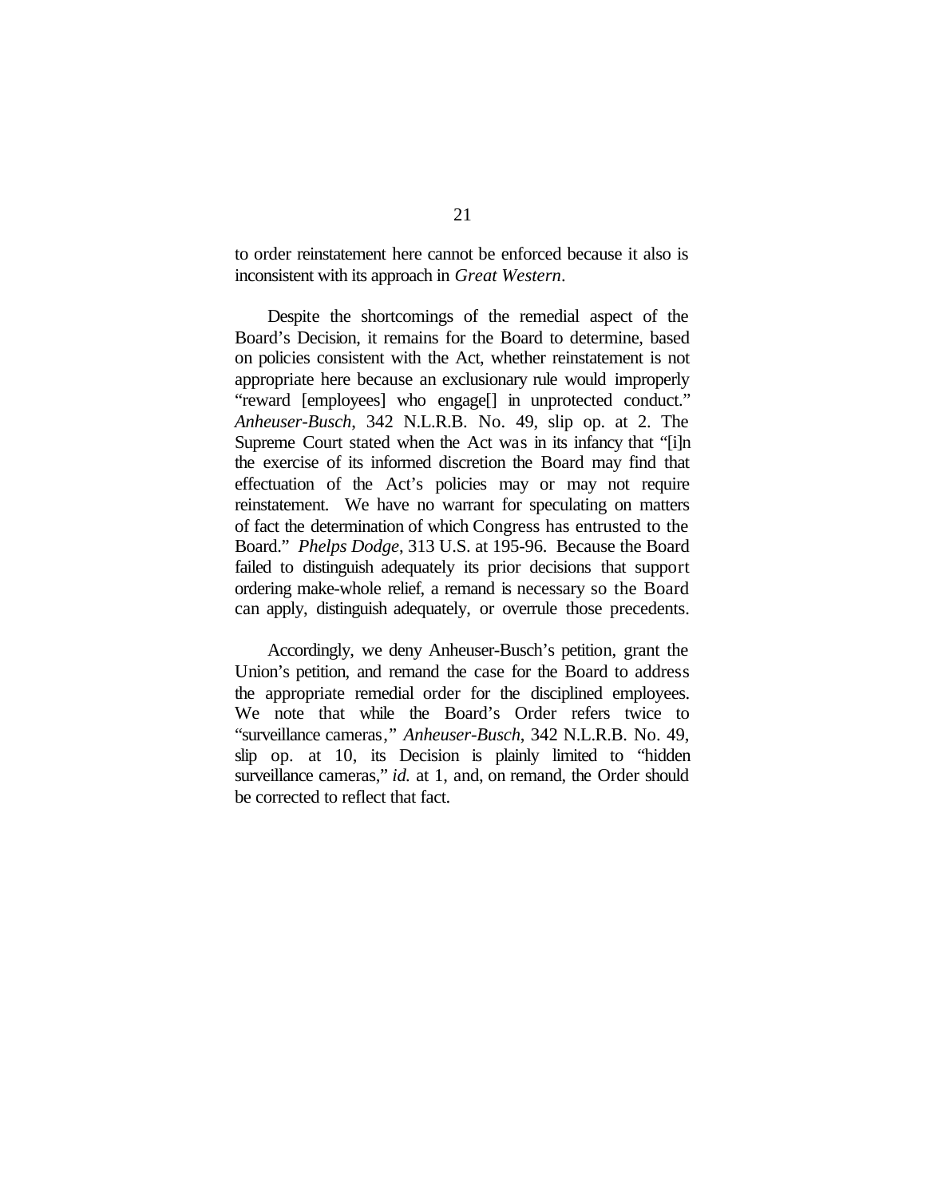to order reinstatement here cannot be enforced because it also is inconsistent with its approach in *Great Western*.

Despite the shortcomings of the remedial aspect of the Board's Decision, it remains for the Board to determine, based on policies consistent with the Act, whether reinstatement is not appropriate here because an exclusionary rule would improperly "reward [employees] who engage[] in unprotected conduct." *Anheuser-Busch*, 342 N.L.R.B. No. 49, slip op. at 2. The Supreme Court stated when the Act was in its infancy that "[i]n the exercise of its informed discretion the Board may find that effectuation of the Act's policies may or may not require reinstatement. We have no warrant for speculating on matters of fact the determination of which Congress has entrusted to the Board." *Phelps Dodge*, 313 U.S. at 195-96. Because the Board failed to distinguish adequately its prior decisions that support ordering make-whole relief, a remand is necessary so the Board can apply, distinguish adequately, or overrule those precedents.

Accordingly, we deny Anheuser-Busch's petition, grant the Union's petition, and remand the case for the Board to address the appropriate remedial order for the disciplined employees. We note that while the Board's Order refers twice to "surveillance cameras," *Anheuser-Busch*, 342 N.L.R.B. No. 49, slip op. at 10, its Decision is plainly limited to "hidden surveillance cameras," *id.* at 1, and, on remand, the Order should be corrected to reflect that fact.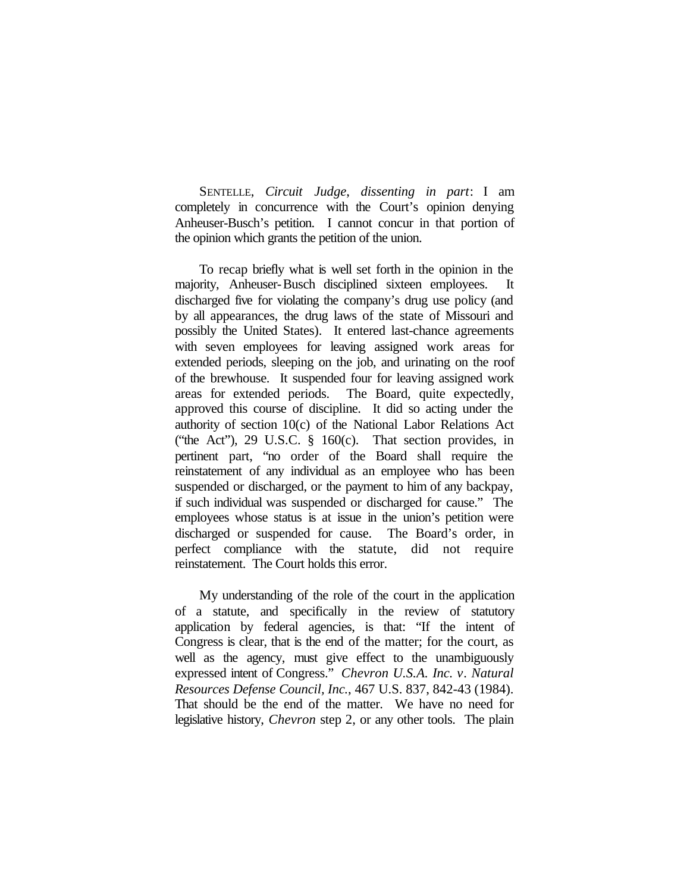SENTELLE, *Circuit Judge*, *dissenting in part*: I am completely in concurrence with the Court's opinion denying Anheuser-Busch's petition. I cannot concur in that portion of the opinion which grants the petition of the union.

To recap briefly what is well set forth in the opinion in the majority, Anheuser-Busch disciplined sixteen employees. It discharged five for violating the company's drug use policy (and by all appearances, the drug laws of the state of Missouri and possibly the United States). It entered last-chance agreements with seven employees for leaving assigned work areas for extended periods, sleeping on the job, and urinating on the roof of the brewhouse. It suspended four for leaving assigned work areas for extended periods. The Board, quite expectedly, approved this course of discipline. It did so acting under the authority of section 10(c) of the National Labor Relations Act ("the Act"), 29 U.S.C. § 160(c). That section provides, in pertinent part, "no order of the Board shall require the reinstatement of any individual as an employee who has been suspended or discharged, or the payment to him of any backpay, if such individual was suspended or discharged for cause." The employees whose status is at issue in the union's petition were discharged or suspended for cause. The Board's order, in perfect compliance with the statute, did not require reinstatement. The Court holds this error.

My understanding of the role of the court in the application of a statute, and specifically in the review of statutory application by federal agencies, is that: "If the intent of Congress is clear, that is the end of the matter; for the court, as well as the agency, must give effect to the unambiguously expressed intent of Congress." *Chevron U.S.A. Inc. v. Natural Resources Defense Council, Inc.*, 467 U.S. 837, 842-43 (1984). That should be the end of the matter. We have no need for legislative history, *Chevron* step 2, or any other tools. The plain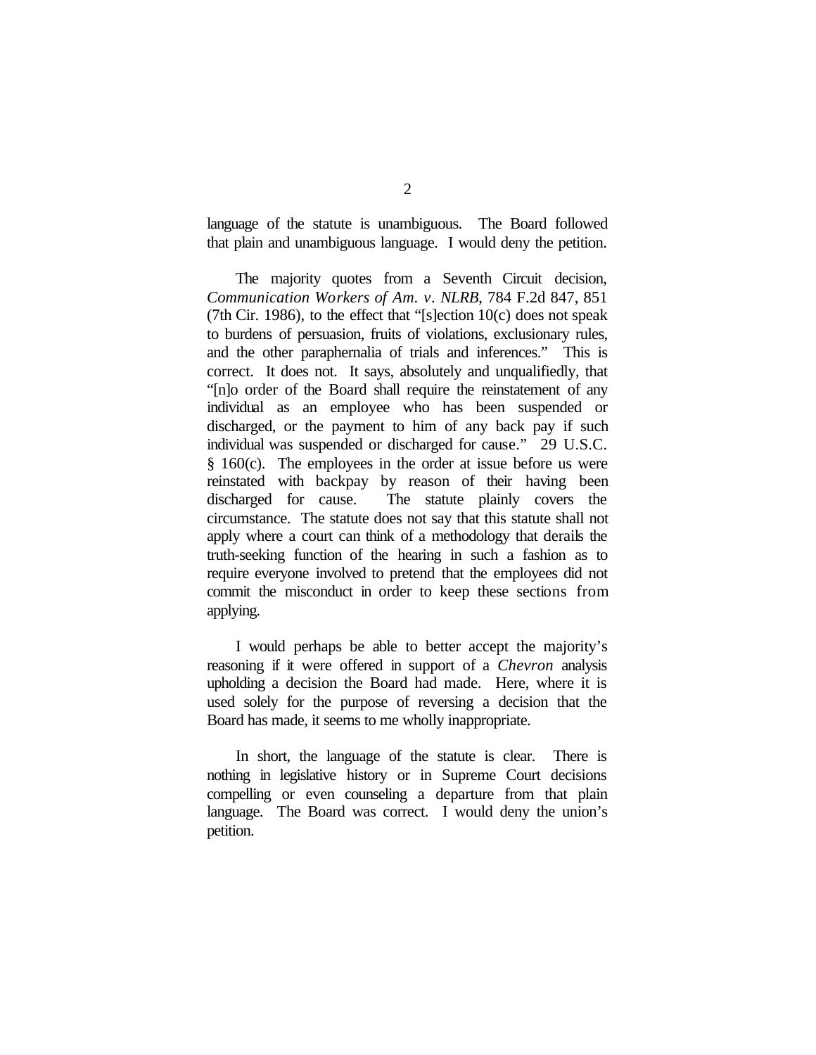language of the statute is unambiguous. The Board followed that plain and unambiguous language. I would deny the petition.

The majority quotes from a Seventh Circuit decision, *Communication Workers of Am. v. NLRB*, 784 F.2d 847, 851 (7th Cir. 1986), to the effect that "[s]ection 10(c) does not speak to burdens of persuasion, fruits of violations, exclusionary rules, and the other paraphernalia of trials and inferences." This is correct. It does not. It says, absolutely and unqualifiedly, that "[n]o order of the Board shall require the reinstatement of any individual as an employee who has been suspended or discharged, or the payment to him of any back pay if such individual was suspended or discharged for cause." 29 U.S.C. § 160(c). The employees in the order at issue before us were reinstated with backpay by reason of their having been discharged for cause. The statute plainly covers the circumstance. The statute does not say that this statute shall not apply where a court can think of a methodology that derails the truth-seeking function of the hearing in such a fashion as to require everyone involved to pretend that the employees did not commit the misconduct in order to keep these sections from applying.

I would perhaps be able to better accept the majority's reasoning if it were offered in support of a *Chevron* analysis upholding a decision the Board had made. Here, where it is used solely for the purpose of reversing a decision that the Board has made, it seems to me wholly inappropriate.

In short, the language of the statute is clear. There is nothing in legislative history or in Supreme Court decisions compelling or even counseling a departure from that plain language. The Board was correct. I would deny the union's petition.